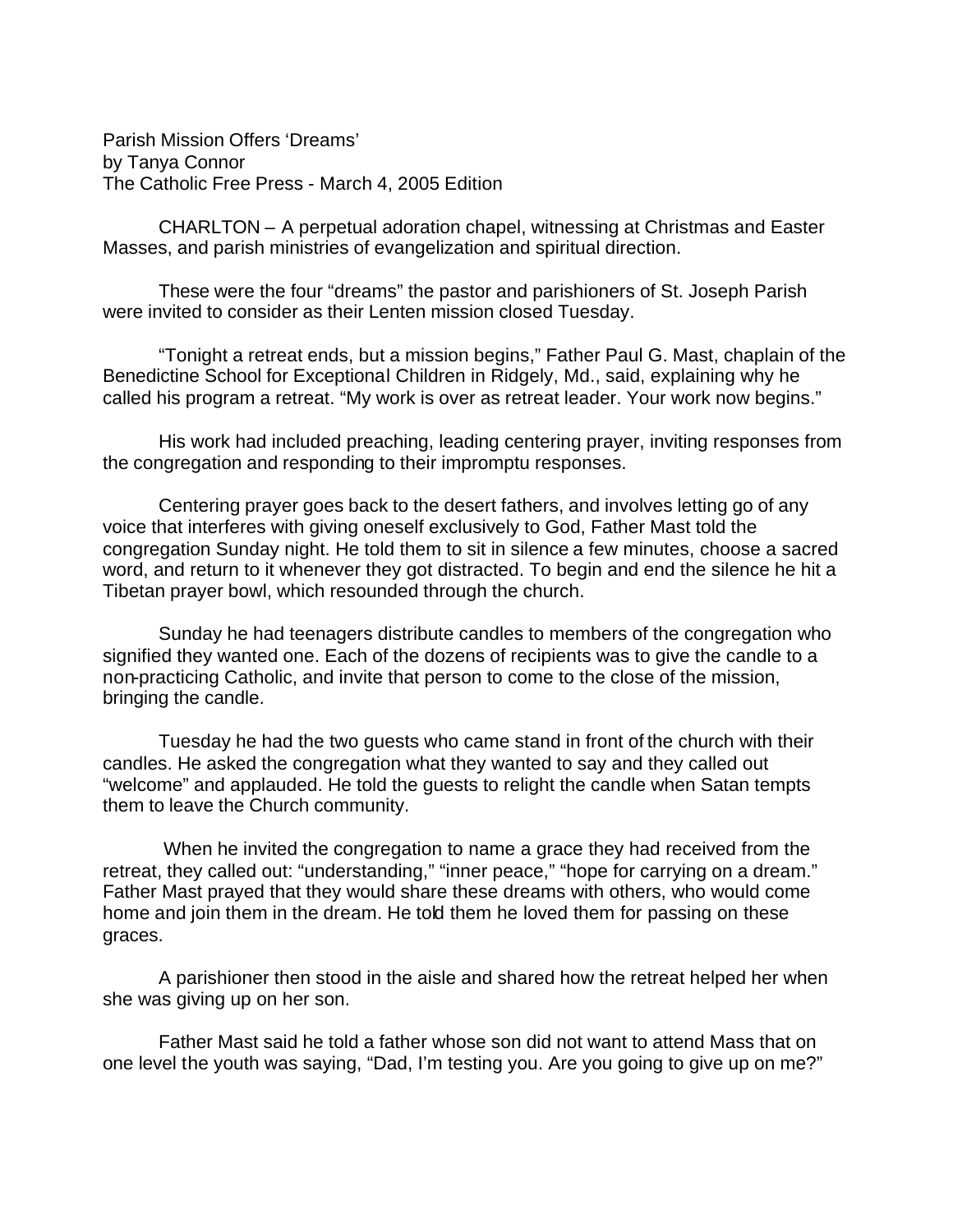Parish Mission Offers 'Dreams'
by Tanya Connor
The Catholic Free Press - March 4, 2005 Edition

CHARLTON – A perpetual adoration chapel, witnessing at Christmas and Easter Masses, and parish ministries of evangelization and spiritual direction.

These were the four "dreams" the pastor and parishioners of St. Joseph Parish were invited to consider as their Lenten mission closed Tuesday.

"Tonight a retreat ends, but a mission begins," Father Paul G. Mast, chaplain of the Benedictine School for Exceptional Children in Ridgely, Md., said, explaining why he called his program a retreat. "My work is over as retreat leader. Your work now begins."

His work had included preaching, leading centering prayer, inviting responses from the congregation and responding to their impromptu responses.

Centering prayer goes back to the desert fathers, and involves letting go of any voice that interferes with giving oneself exclusively to God, Father Mast told the congregation Sunday night. He told them to sit in silence a few minutes, choose a sacred word, and return to it whenever they got distracted. To begin and end the silence he hit a Tibetan prayer bowl, which resounded through the church.

Sunday he had teenagers distribute candles to members of the congregation who signified they wanted one. Each of the dozens of recipients was to give the candle to a non-practicing Catholic, and invite that person to come to the close of the mission, bringing the candle.

Tuesday he had the two guests who came stand in front of the church with their candles. He asked the congregation what they wanted to say and they called out "welcome" and applauded. He told the guests to relight the candle when Satan tempts them to leave the Church community.

When he invited the congregation to name a grace they had received from the retreat, they called out: "understanding," "inner peace," "hope for carrying on a dream." Father Mast prayed that they would share these dreams with others, who would come home and join them in the dream. He told them he loved them for passing on these graces.

A parishioner then stood in the aisle and shared how the retreat helped her when she was giving up on her son.

Father Mast said he told a father whose son did not want to attend Mass that on one level the youth was saying, "Dad, I'm testing you. Are you going to give up on me?"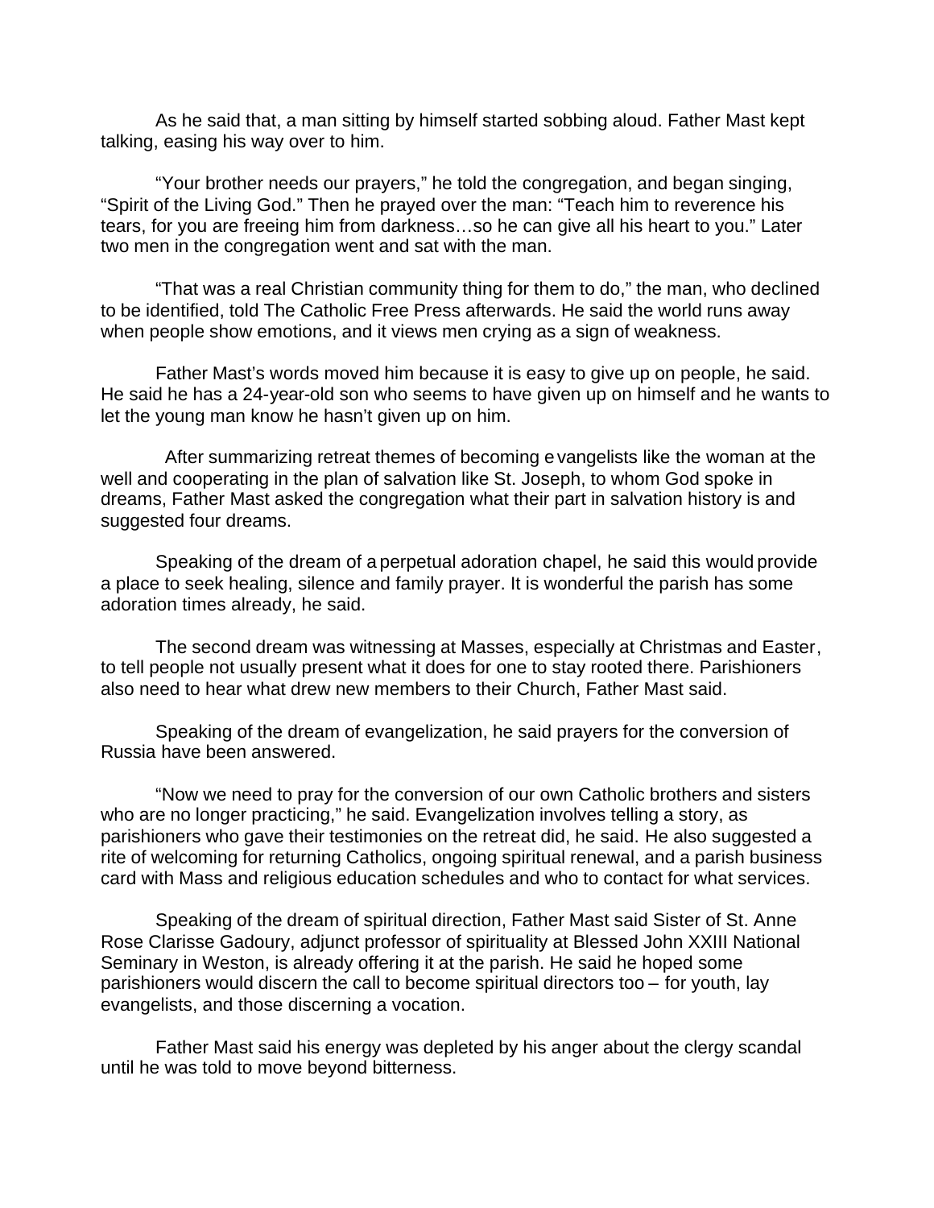As he said that, a man sitting by himself started sobbing aloud. Father Mast kept talking, easing his way over to him.

"Your brother needs our prayers," he told the congregation, and began singing, "Spirit of the Living God." Then he prayed over the man: "Teach him to reverence his tears, for you are freeing him from darkness…so he can give all his heart to you." Later two men in the congregation went and sat with the man.

"That was a real Christian community thing for them to do," the man, who declined to be identified, told The Catholic Free Press afterwards. He said the world runs away when people show emotions, and it views men crying as a sign of weakness.

Father Mast's words moved him because it is easy to give up on people, he said. He said he has a 24-year-old son who seems to have given up on himself and he wants to let the young man know he hasn't given up on him.

After summarizing retreat themes of becoming evangelists like the woman at the well and cooperating in the plan of salvation like St. Joseph, to whom God spoke in dreams, Father Mast asked the congregation what their part in salvation history is and suggested four dreams.

Speaking of the dream of a perpetual adoration chapel, he said this would provide a place to seek healing, silence and family prayer. It is wonderful the parish has some adoration times already, he said.

The second dream was witnessing at Masses, especially at Christmas and Easter, to tell people not usually present what it does for one to stay rooted there. Parishioners also need to hear what drew new members to their Church, Father Mast said.

Speaking of the dream of evangelization, he said prayers for the conversion of Russia have been answered.

"Now we need to pray for the conversion of our own Catholic brothers and sisters who are no longer practicing," he said. Evangelization involves telling a story, as parishioners who gave their testimonies on the retreat did, he said. He also suggested a rite of welcoming for returning Catholics, ongoing spiritual renewal, and a parish business card with Mass and religious education schedules and who to contact for what services.

Speaking of the dream of spiritual direction, Father Mast said Sister of St. Anne Rose Clarisse Gadoury, adjunct professor of spirituality at Blessed John XXIII National Seminary in Weston, is already offering it at the parish. He said he hoped some parishioners would discern the call to become spiritual directors too – for youth, lay evangelists, and those discerning a vocation.

Father Mast said his energy was depleted by his anger about the clergy scandal until he was told to move beyond bitterness.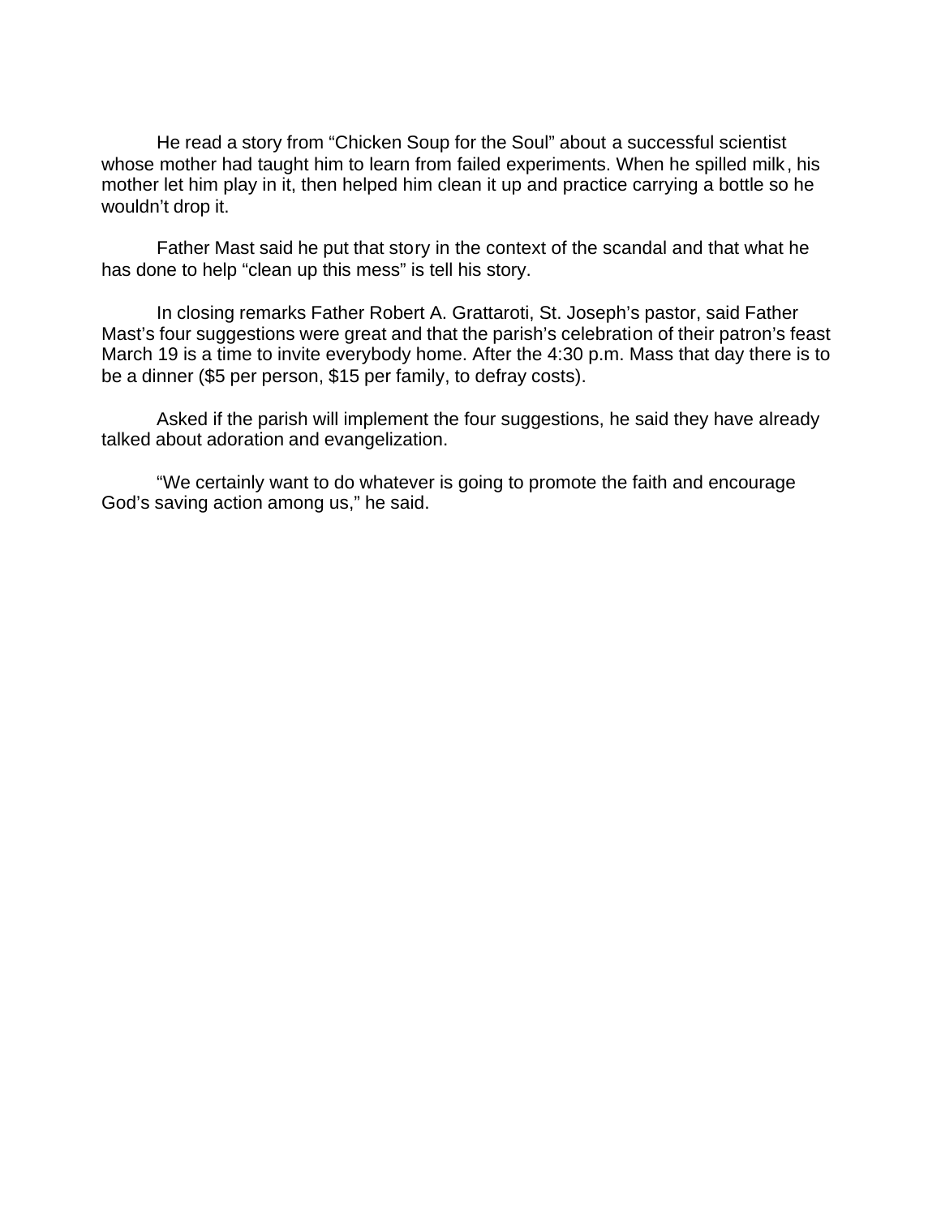He read a story from "Chicken Soup for the Soul" about a successful scientist whose mother had taught him to learn from failed experiments. When he spilled milk, his mother let him play in it, then helped him clean it up and practice carrying a bottle so he wouldn't drop it.

Father Mast said he put that story in the context of the scandal and that what he has done to help "clean up this mess" is tell his story.

In closing remarks Father Robert A. Grattaroti, St. Joseph's pastor, said Father Mast's four suggestions were great and that the parish's celebration of their patron's feast March 19 is a time to invite everybody home. After the 4:30 p.m. Mass that day there is to be a dinner ($5 per person, $15 per family, to defray costs).

Asked if the parish will implement the four suggestions, he said they have already talked about adoration and evangelization.

"We certainly want to do whatever is going to promote the faith and encourage God's saving action among us," he said.